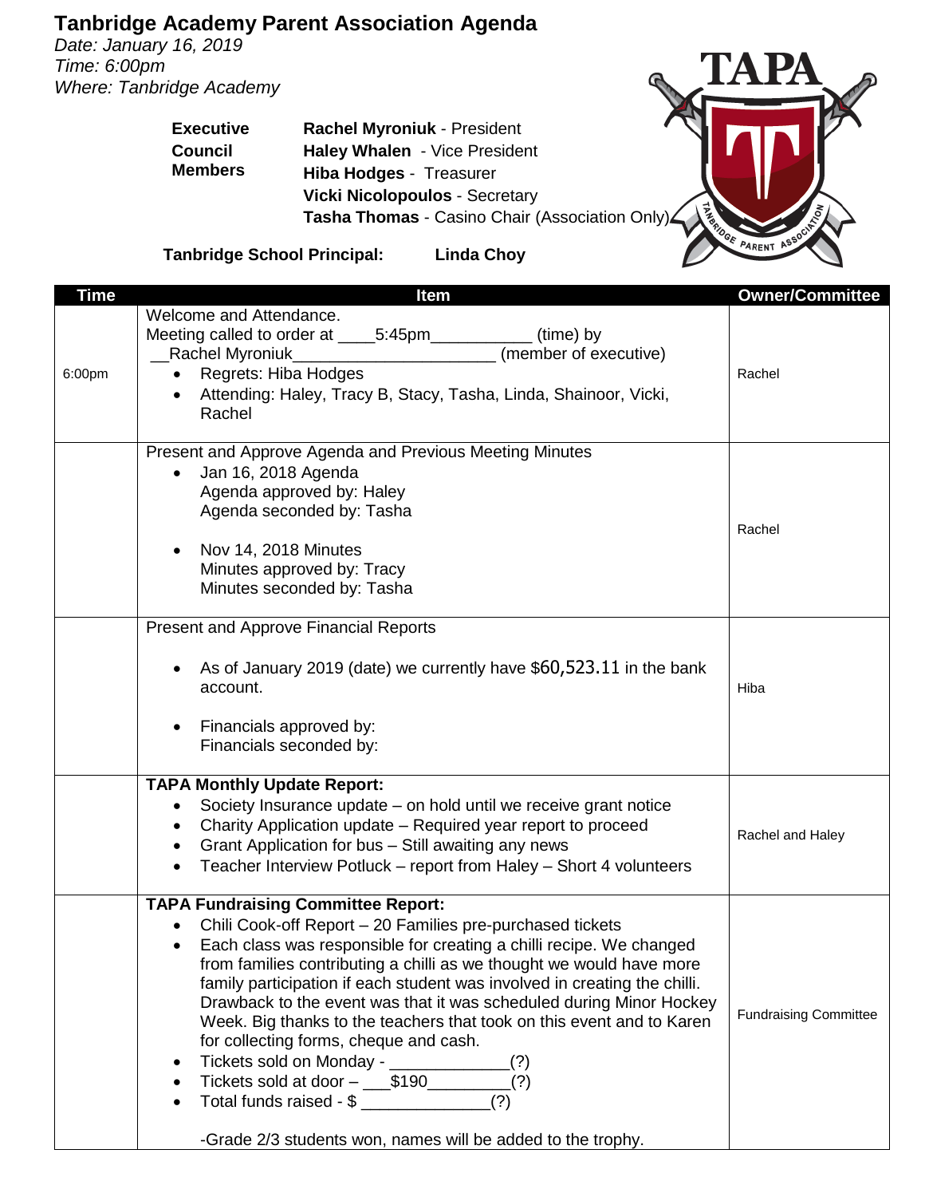# Tanbridge Academy Parent Association Agenda

*Date: January 16, 2019*
*Time: 6:00pm*
*Where: Tanbridge Academy*

| | |
|---|---|
| **Executive Council Members** | **Rachel Myroniuk** - President |
| | **Haley Whalen** - Vice President |
| | **Hiba Hodges** - Treasurer |
| | **Vicki Nicolopoulos** - Secretary |
| | **Tasha Thomas** - Casino Chair (Association Only) |

**Tanbridge School Principal:** **Linda Choy**

| Time | Item | Owner/Committee |
|---|---|---|
| 6:00pm | Welcome and Attendance.<br>Meeting called to order at ____5:45pm___________ (time) by __Rachel Myroniuk_____________________ (member of executive)<br>• Regrets: Hiba Hodges<br>• Attending: Haley, Tracy B, Stacy, Tasha, Linda, Shainoor, Vicki, Rachel | Rachel |
| | Present and Approve Agenda and Previous Meeting Minutes<br>• Jan 16, 2018 Agenda<br>Agenda approved by: Haley<br>Agenda seconded by: Tasha<br>• Nov 14, 2018 Minutes<br>Minutes approved by: Tracy<br>Minutes seconded by: Tasha | Rachel |
| | Present and Approve Financial Reports<br>• As of January 2019 (date) we currently have $60,523.11 in the bank account.<br>• Financials approved by:<br>Financials seconded by: | Hiba |
| | **TAPA Monthly Update Report:**<br>• Society Insurance update – on hold until we receive grant notice<br>• Charity Application update – Required year report to proceed<br>• Grant Application for bus – Still awaiting any news<br>• Teacher Interview Potluck – report from Haley – Short 4 volunteers | Rachel and Haley |
| | **TAPA Fundraising Committee Report:**<br>• Chili Cook-off Report – 20 Families pre-purchased tickets<br>• Each class was responsible for creating a chilli recipe. We changed from families contributing a chilli as we thought we would have more family participation if each student was involved in creating the chilli. Drawback to the event was that it was scheduled during Minor Hockey Week. Big thanks to the teachers that took on this event and to Karen for collecting forms, cheque and cash.<br>• Tickets sold on Monday - _____________(?)<br>• Tickets sold at door – ___$190_________(?)<br>• Total funds raised - $ ______________(?)<br>-Grade 2/3 students won, names will be added to the trophy. | Fundraising Committee |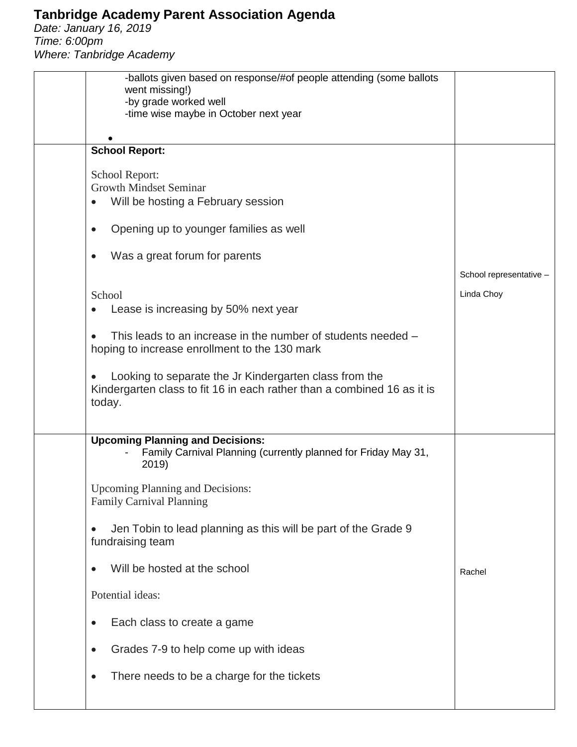# Tanbridge Academy Parent Association Agenda

*Date: January 16, 2019*
*Time: 6:00pm*
*Where: Tanbridge Academy*

| | | |
|---|---|---|
| | -ballots given based on response/#of people attending (some ballots went missing!)<br>-by grade worked well<br>-time wise maybe in October next year<br>• | |
| | **School Report:**<br><br>School Report:<br>Growth Mindset Seminar<br>• Will be hosting a February session<br>• Opening up to younger families as well<br>• Was a great forum for parents<br><br>School<br>• Lease is increasing by 50% next year<br>• This leads to an increase in the number of students needed – hoping to increase enrollment to the 130 mark<br>• Looking to separate the Jr Kindergarten class from the Kindergarten class to fit 16 in each rather than a combined 16 as it is today. | School representative –<br>Linda Choy |
| | **Upcoming Planning and Decisions:**<br>- Family Carnival Planning (currently planned for Friday May 31, 2019)<br><br>Upcoming Planning and Decisions:<br>Family Carnival Planning<br>• Jen Tobin to lead planning as this will be part of the Grade 9 fundraising team<br>• Will be hosted at the school<br><br>Potential ideas:<br>• Each class to create a game<br>• Grades 7-9 to help come up with ideas<br>• There needs to be a charge for the tickets | Rachel |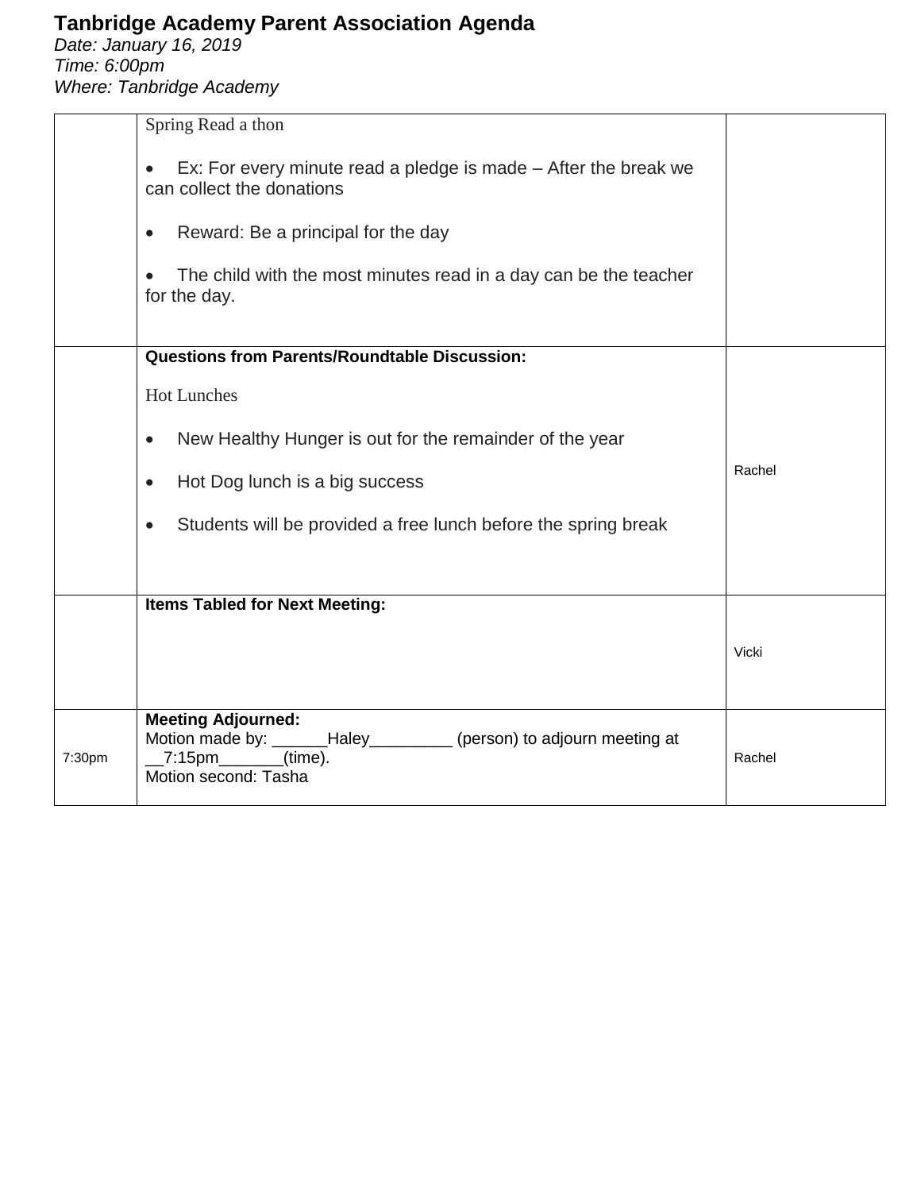**Tanbridge Academy Parent Association Agenda**

*Date: January 16, 2019*
*Time: 6:00pm*
*Where: Tanbridge Academy*

| | | |
|---|---|---|
| | Spring Read a thon<br><br>• Ex: For every minute read a pledge is made – After the break we can collect the donations<br><br>• Reward: Be a principal for the day<br><br>• The child with the most minutes read in a day can be the teacher for the day. | |
| | **Questions from Parents/Roundtable Discussion:**<br><br>Hot Lunches<br><br>• New Healthy Hunger is out for the remainder of the year<br><br>• Hot Dog lunch is a big success<br><br>• Students will be provided a free lunch before the spring break | Rachel |
| | **Items Tabled for Next Meeting:** | Vicki |
| 7:30pm | **Meeting Adjourned:**<br>Motion made by: ______Haley_________ (person) to adjourn meeting at __7:15pm_______(time).<br>Motion second: Tasha | Rachel |